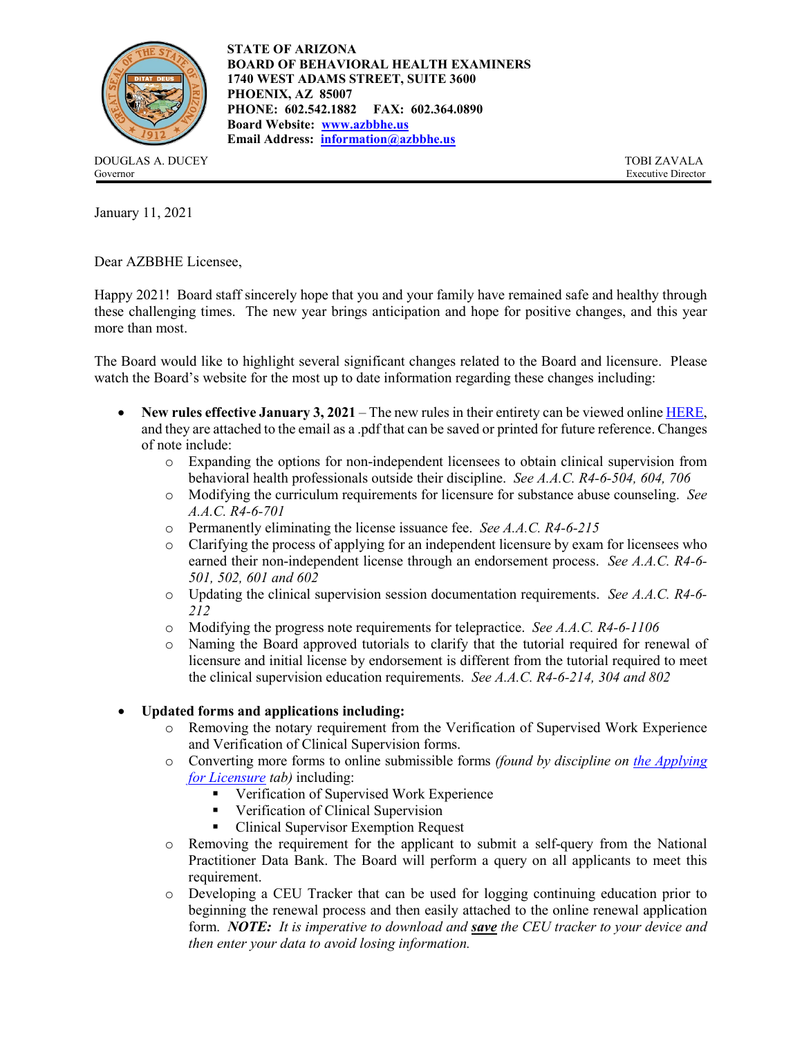**STATE OF ARIZONA**
**BOARD OF BEHAVIORAL HEALTH EXAMINERS**
**1740 WEST ADAMS STREET, SUITE 3600**
**PHOENIX, AZ 85007**
**PHONE: 602.542.1882 FAX: 602.364.0890**
**Board Website: [www.azbbhe.us](www.azbbhe.us)**
**Email Address: [information@azbbhe.us](mailto:information@azbbhe.us)**

DOUGLAS A. DUCEY
Governor

TOBI ZAVALA
Executive Director

---

January 11, 2021

Dear AZBBHE Licensee,

Happy 2021! Board staff sincerely hope that you and your family have remained safe and healthy through these challenging times. The new year brings anticipation and hope for positive changes, and this year more than most.

The Board would like to highlight several significant changes related to the Board and licensure. Please watch the Board's website for the most up to date information regarding these changes including:

- **New rules effective January 3, 2021** – The new rules in their entirety can be viewed online HERE, and they are attached to the email as a .pdf that can be saved or printed for future reference. Changes of note include:
    - Expanding the options for non-independent licensees to obtain clinical supervision from behavioral health professionals outside their discipline. *See A.A.C. R4-6-504, 604, 706*
    - Modifying the curriculum requirements for licensure for substance abuse counseling. *See A.A.C. R4-6-701*
    - Permanently eliminating the license issuance fee. *See A.A.C. R4-6-215*
    - Clarifying the process of applying for an independent licensure by exam for licensees who earned their non-independent license through an endorsement process. *See A.A.C. R4-6-501, 502, 601 and 602*
    - Updating the clinical supervision session documentation requirements. *See A.A.C. R4-6-212*
    - Modifying the progress note requirements for telepractice. *See A.A.C. R4-6-1106*
    - Naming the Board approved tutorials to clarify that the tutorial required for renewal of licensure and initial license by endorsement is different from the tutorial required to meet the clinical supervision education requirements. *See A.A.C. R4-6-214, 304 and 802*

- **Updated forms and applications including:**
    - Removing the notary requirement from the Verification of Supervised Work Experience and Verification of Clinical Supervision forms.
    - Converting more forms to online submissible forms *(found by discipline on the Applying for Licensure tab)* including:
        - Verification of Supervised Work Experience
        - Verification of Clinical Supervision
        - Clinical Supervisor Exemption Request
    - Removing the requirement for the applicant to submit a self-query from the National Practitioner Data Bank. The Board will perform a query on all applicants to meet this requirement.
    - Developing a CEU Tracker that can be used for logging continuing education prior to beginning the renewal process and then easily attached to the online renewal application form. ***NOTE:*** *It is imperative to download and **save** the CEU tracker to your device and then enter your data to avoid losing information.*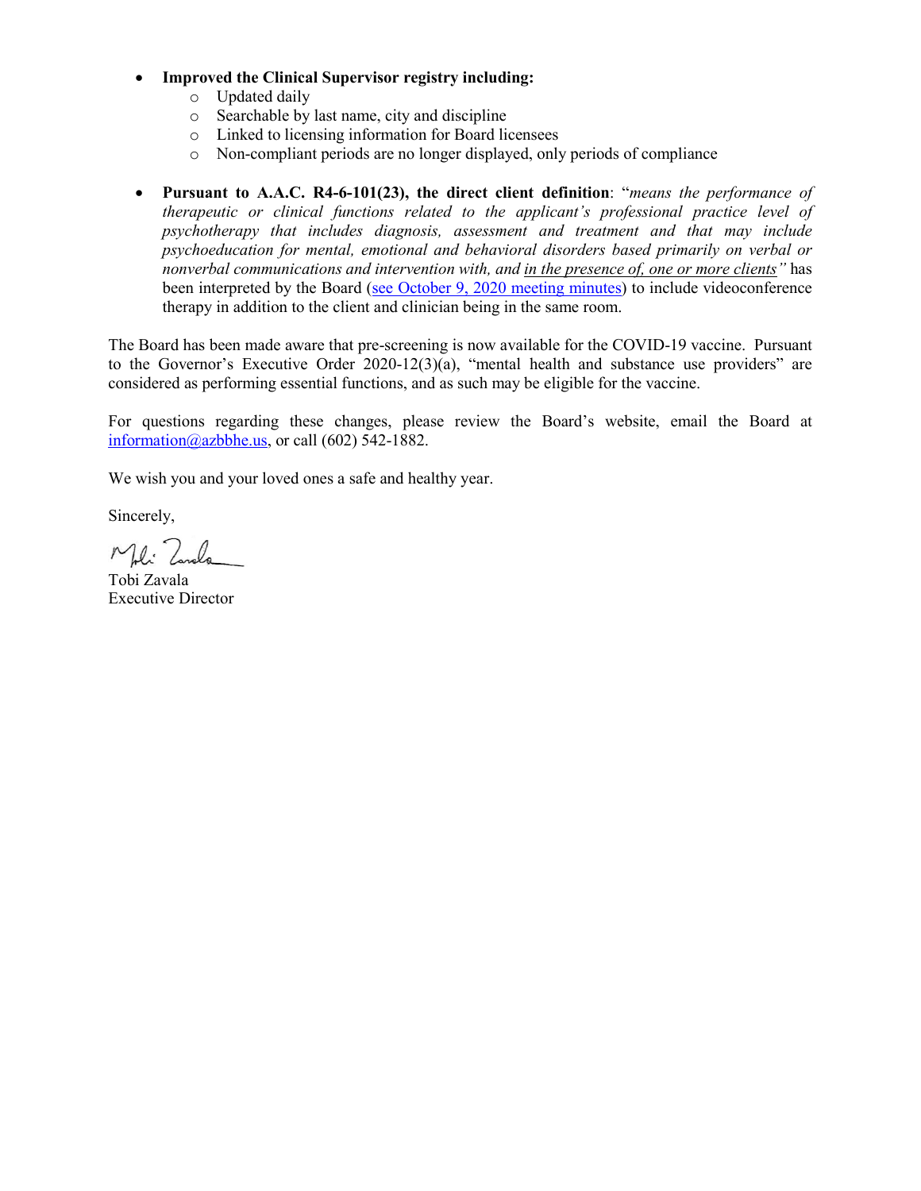- **Improved the Clinical Supervisor registry including:**
    - Updated daily
    - Searchable by last name, city and discipline
    - Linked to licensing information for Board licensees
    - Non-compliant periods are no longer displayed, only periods of compliance

- **Pursuant to A.A.C. R4-6-101(23), the direct client definition**: "*means the performance of therapeutic or clinical functions related to the applicant's professional practice level of psychotherapy that includes diagnosis, assessment and treatment and that may include psychoeducation for mental, emotional and behavioral disorders based primarily on verbal or nonverbal communications and intervention with, and <u>in the presence of, one or more clients</u>"* has been interpreted by the Board ([see October 9, 2020 meeting minutes]()) to include videoconference therapy in addition to the client and clinician being in the same room.

The Board has been made aware that pre-screening is now available for the COVID-19 vaccine. Pursuant to the Governor's Executive Order 2020-12(3)(a), "mental health and substance use providers" are considered as performing essential functions, and as such may be eligible for the vaccine.

For questions regarding these changes, please review the Board's website, email the Board at information@azbbhe.us, or call (602) 542-1882.

We wish you and your loved ones a safe and healthy year.

Sincerely,

Tobi Zavala
Executive Director